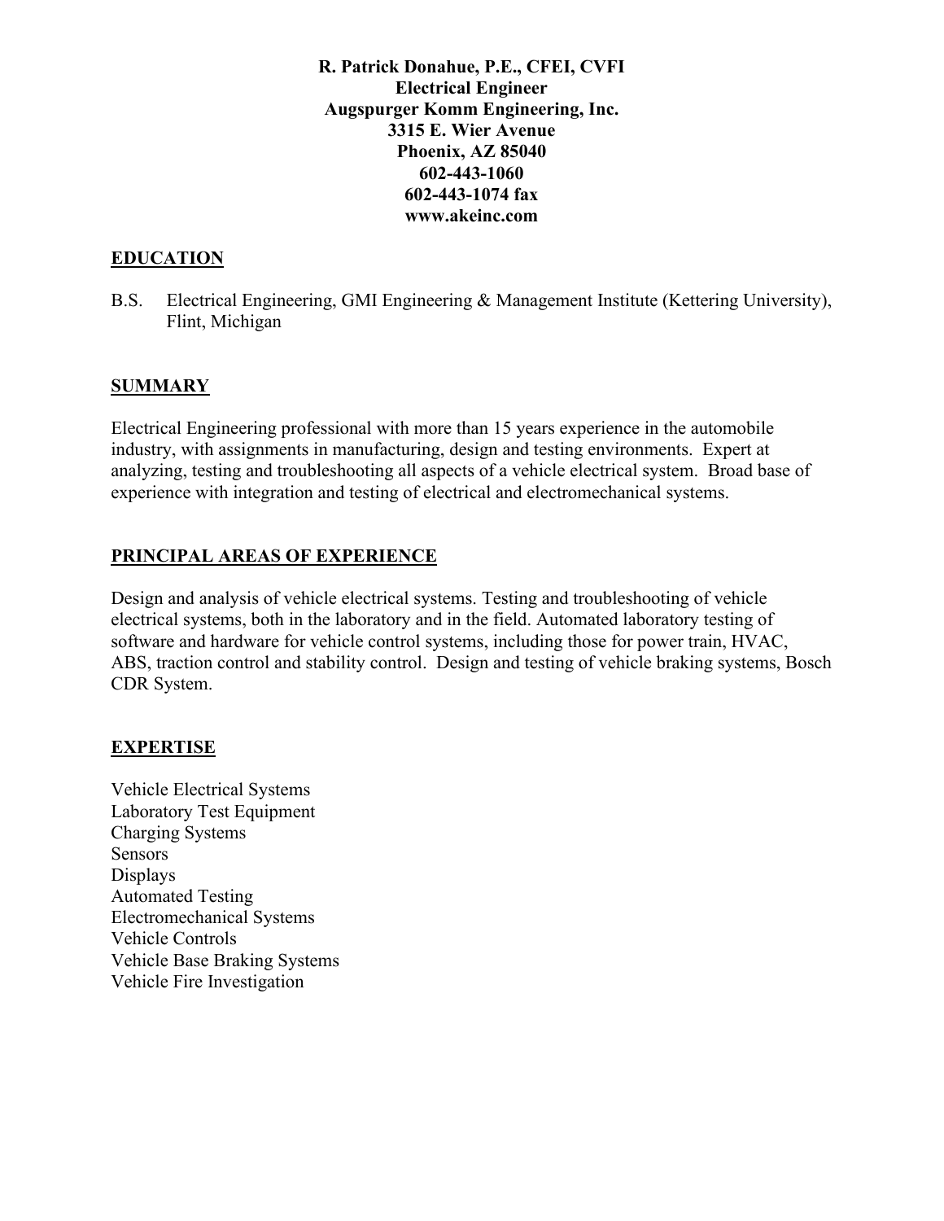**R. Patrick Donahue, P.E., CFEI, CVFI**
**Electrical Engineer**
**Augspurger Komm Engineering, Inc.**
**3315 E. Wier Avenue**
**Phoenix, AZ 85040**
**602-443-1060**
**602-443-1074 fax**
**www.akeinc.com**

## EDUCATION

B.S. Electrical Engineering, GMI Engineering & Management Institute (Kettering University), Flint, Michigan

## SUMMARY

Electrical Engineering professional with more than 15 years experience in the automobile industry, with assignments in manufacturing, design and testing environments. Expert at analyzing, testing and troubleshooting all aspects of a vehicle electrical system. Broad base of experience with integration and testing of electrical and electromechanical systems.

## PRINCIPAL AREAS OF EXPERIENCE

Design and analysis of vehicle electrical systems. Testing and troubleshooting of vehicle electrical systems, both in the laboratory and in the field. Automated laboratory testing of software and hardware for vehicle control systems, including those for power train, HVAC, ABS, traction control and stability control. Design and testing of vehicle braking systems, Bosch CDR System.

## EXPERTISE

Vehicle Electrical Systems
Laboratory Test Equipment
Charging Systems
Sensors
Displays
Automated Testing
Electromechanical Systems
Vehicle Controls
Vehicle Base Braking Systems
Vehicle Fire Investigation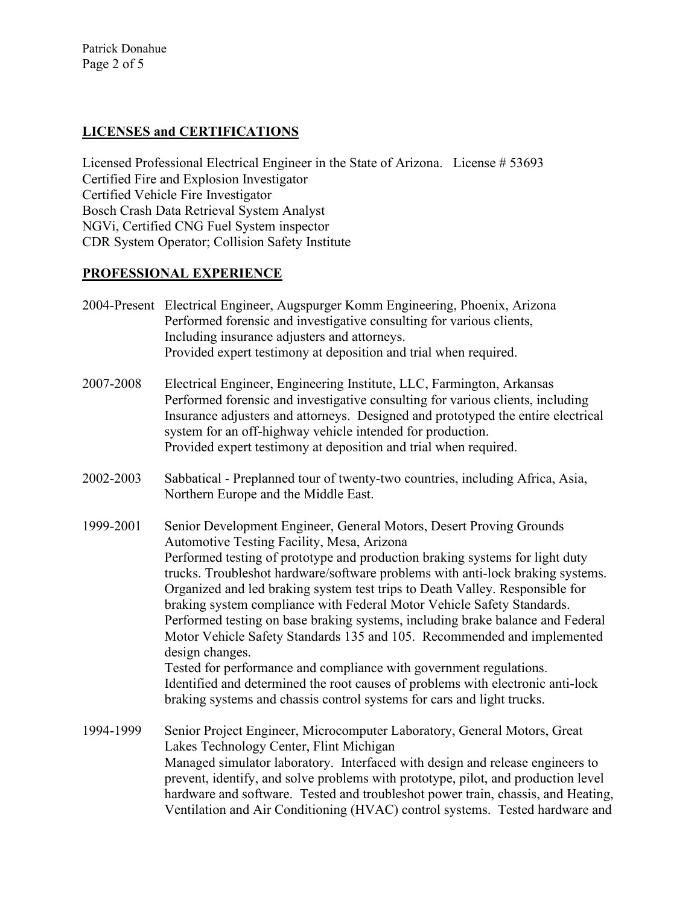## LICENSES and CERTIFICATIONS

Licensed Professional Electrical Engineer in the State of Arizona. License # 53693
Certified Fire and Explosion Investigator
Certified Vehicle Fire Investigator
Bosch Crash Data Retrieval System Analyst
NGVi, Certified CNG Fuel System inspector
CDR System Operator; Collision Safety Institute

## PROFESSIONAL EXPERIENCE

2004-Present Electrical Engineer, Augspurger Komm Engineering, Phoenix, Arizona
Performed forensic and investigative consulting for various clients,
Including insurance adjusters and attorneys.
Provided expert testimony at deposition and trial when required.

2007-2008 Electrical Engineer, Engineering Institute, LLC, Farmington, Arkansas
Performed forensic and investigative consulting for various clients, including Insurance adjusters and attorneys. Designed and prototyped the entire electrical system for an off-highway vehicle intended for production.
Provided expert testimony at deposition and trial when required.

2002-2003 Sabbatical - Preplanned tour of twenty-two countries, including Africa, Asia, Northern Europe and the Middle East.

1999-2001 Senior Development Engineer, General Motors, Desert Proving Grounds Automotive Testing Facility, Mesa, Arizona
Performed testing of prototype and production braking systems for light duty trucks. Troubleshot hardware/software problems with anti-lock braking systems. Organized and led braking system test trips to Death Valley. Responsible for braking system compliance with Federal Motor Vehicle Safety Standards. Performed testing on base braking systems, including brake balance and Federal Motor Vehicle Safety Standards 135 and 105. Recommended and implemented design changes.
Tested for performance and compliance with government regulations.
Identified and determined the root causes of problems with electronic anti-lock braking systems and chassis control systems for cars and light trucks.

1994-1999 Senior Project Engineer, Microcomputer Laboratory, General Motors, Great Lakes Technology Center, Flint Michigan
Managed simulator laboratory. Interfaced with design and release engineers to prevent, identify, and solve problems with prototype, pilot, and production level hardware and software. Tested and troubleshot power train, chassis, and Heating, Ventilation and Air Conditioning (HVAC) control systems. Tested hardware and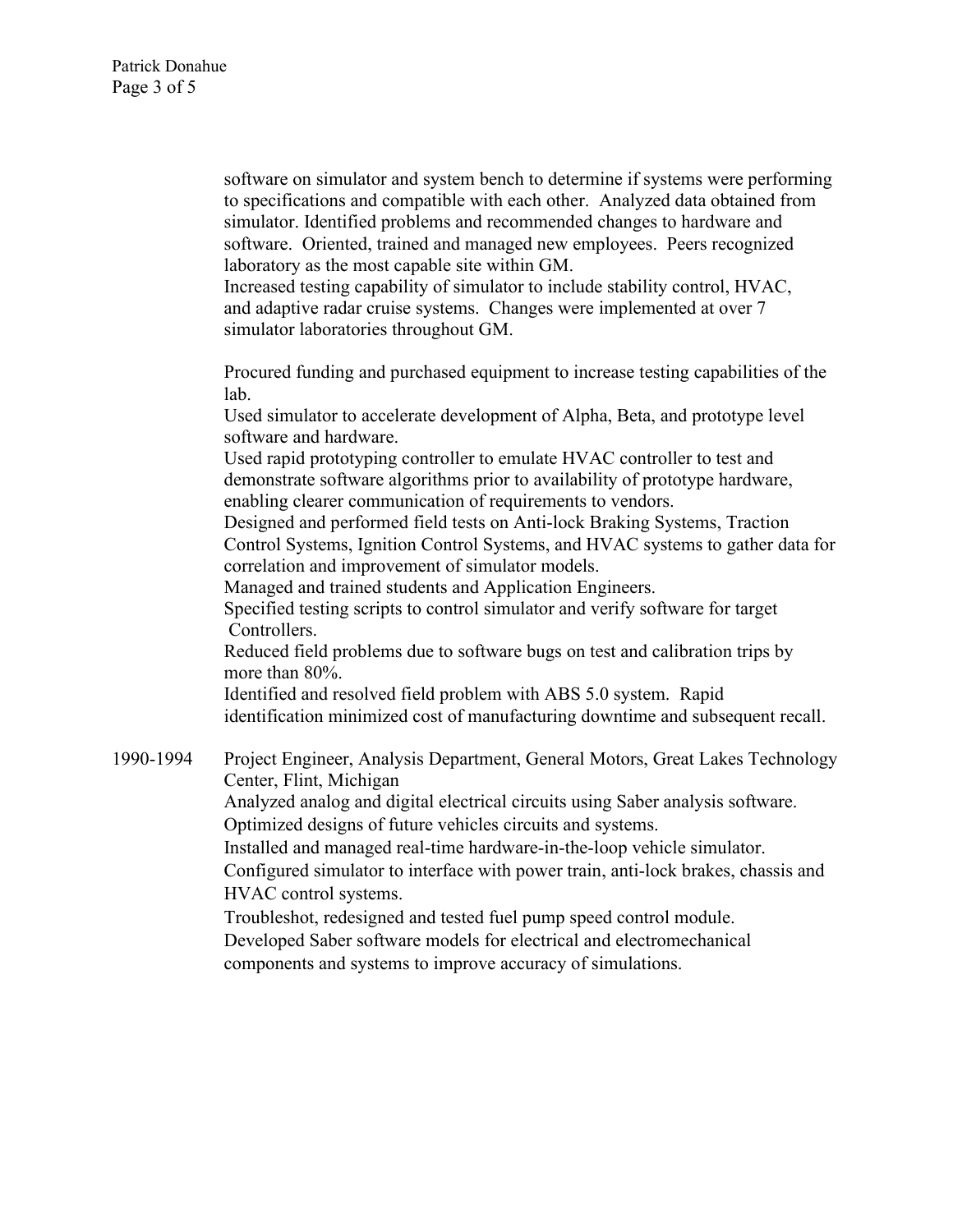software on simulator and system bench to determine if systems were performing to specifications and compatible with each other. Analyzed data obtained from simulator. Identified problems and recommended changes to hardware and software. Oriented, trained and managed new employees. Peers recognized laboratory as the most capable site within GM.
Increased testing capability of simulator to include stability control, HVAC, and adaptive radar cruise systems. Changes were implemented at over 7 simulator laboratories throughout GM.

Procured funding and purchased equipment to increase testing capabilities of the lab.
Used simulator to accelerate development of Alpha, Beta, and prototype level software and hardware.
Used rapid prototyping controller to emulate HVAC controller to test and demonstrate software algorithms prior to availability of prototype hardware, enabling clearer communication of requirements to vendors.
Designed and performed field tests on Anti-lock Braking Systems, Traction Control Systems, Ignition Control Systems, and HVAC systems to gather data for correlation and improvement of simulator models.
Managed and trained students and Application Engineers.
Specified testing scripts to control simulator and verify software for target Controllers.
Reduced field problems due to software bugs on test and calibration trips by more than 80%.
Identified and resolved field problem with ABS 5.0 system. Rapid identification minimized cost of manufacturing downtime and subsequent recall.

1990-1994 Project Engineer, Analysis Department, General Motors, Great Lakes Technology Center, Flint, Michigan
Analyzed analog and digital electrical circuits using Saber analysis software.
Optimized designs of future vehicles circuits and systems.
Installed and managed real-time hardware-in-the-loop vehicle simulator.
Configured simulator to interface with power train, anti-lock brakes, chassis and HVAC control systems.
Troubleshot, redesigned and tested fuel pump speed control module.
Developed Saber software models for electrical and electromechanical components and systems to improve accuracy of simulations.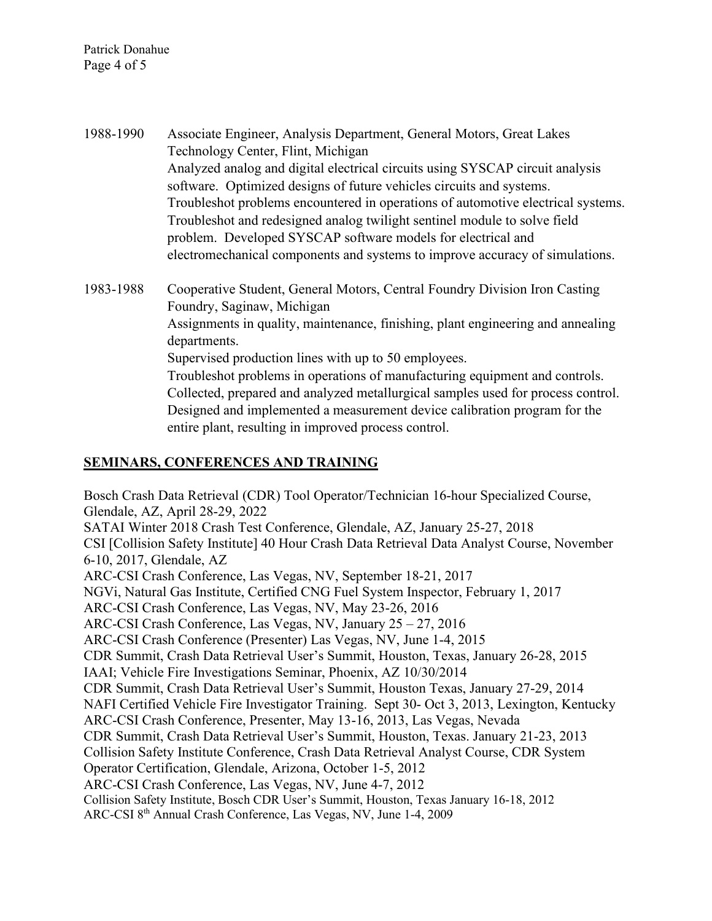1988-1990 Associate Engineer, Analysis Department, General Motors, Great Lakes Technology Center, Flint, Michigan
Analyzed analog and digital electrical circuits using SYSCAP circuit analysis software. Optimized designs of future vehicles circuits and systems. Troubleshot problems encountered in operations of automotive electrical systems. Troubleshot and redesigned analog twilight sentinel module to solve field problem. Developed SYSCAP software models for electrical and electromechanical components and systems to improve accuracy of simulations.

1983-1988 Cooperative Student, General Motors, Central Foundry Division Iron Casting Foundry, Saginaw, Michigan
Assignments in quality, maintenance, finishing, plant engineering and annealing departments.
Supervised production lines with up to 50 employees.
Troubleshot problems in operations of manufacturing equipment and controls.
Collected, prepared and analyzed metallurgical samples used for process control.
Designed and implemented a measurement device calibration program for the entire plant, resulting in improved process control.

## SEMINARS, CONFERENCES AND TRAINING

Bosch Crash Data Retrieval (CDR) Tool Operator/Technician 16-hour Specialized Course, Glendale, AZ, April 28-29, 2022
SATAI Winter 2018 Crash Test Conference, Glendale, AZ, January 25-27, 2018
CSI [Collision Safety Institute] 40 Hour Crash Data Retrieval Data Analyst Course, November 6-10, 2017, Glendale, AZ
ARC-CSI Crash Conference, Las Vegas, NV, September 18-21, 2017
NGVi, Natural Gas Institute, Certified CNG Fuel System Inspector, February 1, 2017
ARC-CSI Crash Conference, Las Vegas, NV, May 23-26, 2016
ARC-CSI Crash Conference, Las Vegas, NV, January 25 – 27, 2016
ARC-CSI Crash Conference (Presenter) Las Vegas, NV, June 1-4, 2015
CDR Summit, Crash Data Retrieval User's Summit, Houston, Texas, January 26-28, 2015
IAAI; Vehicle Fire Investigations Seminar, Phoenix, AZ 10/30/2014
CDR Summit, Crash Data Retrieval User's Summit, Houston Texas, January 27-29, 2014
NAFI Certified Vehicle Fire Investigator Training. Sept 30- Oct 3, 2013, Lexington, Kentucky
ARC-CSI Crash Conference, Presenter, May 13-16, 2013, Las Vegas, Nevada
CDR Summit, Crash Data Retrieval User's Summit, Houston, Texas. January 21-23, 2013
Collision Safety Institute Conference, Crash Data Retrieval Analyst Course, CDR System Operator Certification, Glendale, Arizona, October 1-5, 2012
ARC-CSI Crash Conference, Las Vegas, NV, June 4-7, 2012
Collision Safety Institute, Bosch CDR User's Summit, Houston, Texas January 16-18, 2012
ARC-CSI 8th Annual Crash Conference, Las Vegas, NV, June 1-4, 2009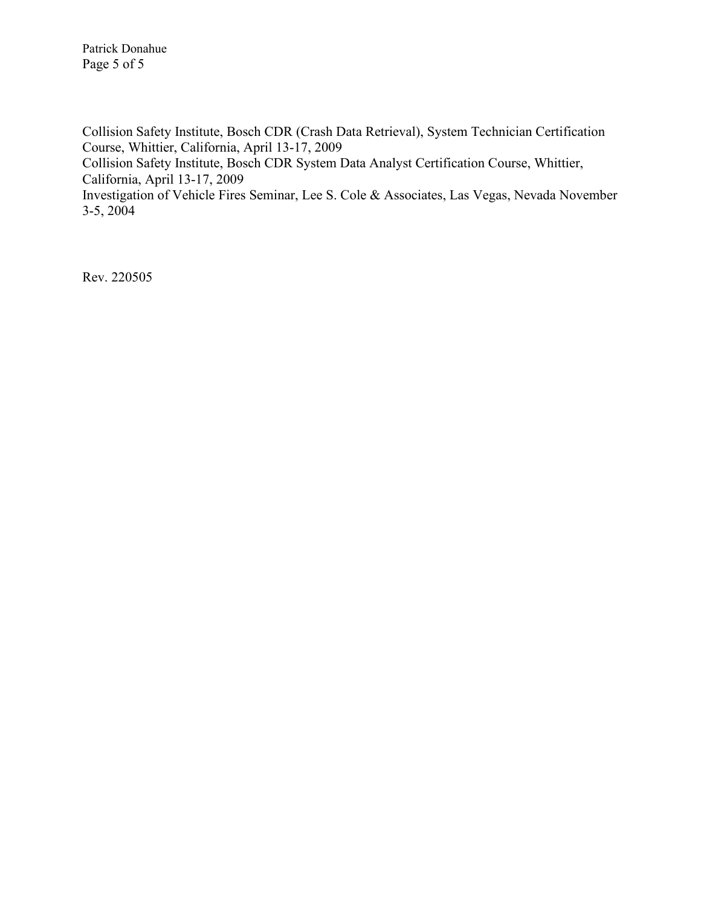Collision Safety Institute, Bosch CDR (Crash Data Retrieval), System Technician Certification Course, Whittier, California, April 13-17, 2009

Collision Safety Institute, Bosch CDR System Data Analyst Certification Course, Whittier, California, April 13-17, 2009

Investigation of Vehicle Fires Seminar, Lee S. Cole & Associates, Las Vegas, Nevada November 3-5, 2004

Rev. 220505